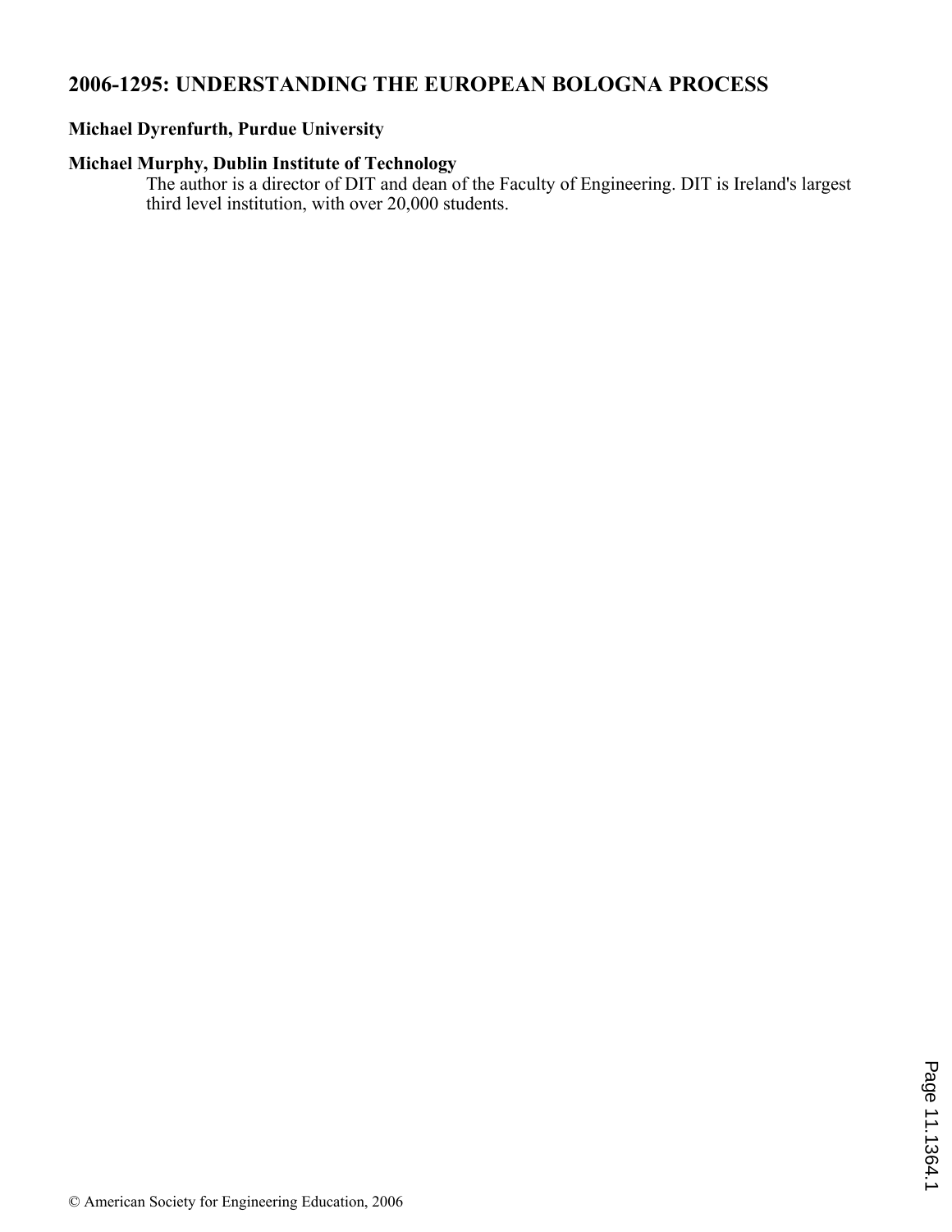# 2006-1295: UNDERSTANDING THE EUROPEAN BOLOGNA PROCESS

**Michael Dyrenfurth, Purdue University**

**Michael Murphy, Dublin Institute of Technology**

The author is a director of DIT and dean of the Faculty of Engineering. DIT is Ireland's largest third level institution, with over 20,000 students.

© American Society for Engineering Education, 2006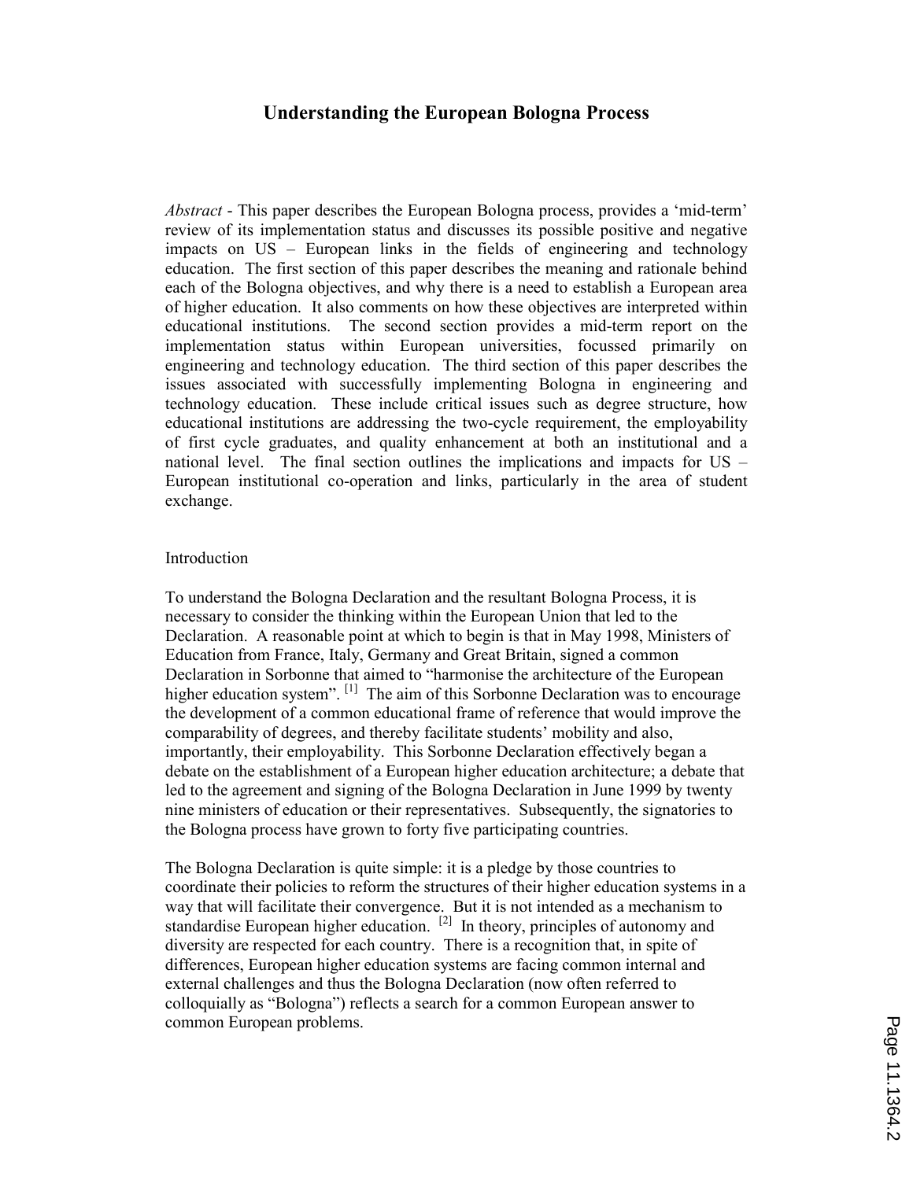# Understanding the European Bologna Process

*Abstract* - This paper describes the European Bologna process, provides a 'mid-term' review of its implementation status and discusses its possible positive and negative impacts on US – European links in the fields of engineering and technology education. The first section of this paper describes the meaning and rationale behind each of the Bologna objectives, and why there is a need to establish a European area of higher education. It also comments on how these objectives are interpreted within educational institutions. The second section provides a mid-term report on the implementation status within European universities, focussed primarily on engineering and technology education. The third section of this paper describes the issues associated with successfully implementing Bologna in engineering and technology education. These include critical issues such as degree structure, how educational institutions are addressing the two-cycle requirement, the employability of first cycle graduates, and quality enhancement at both an institutional and a national level. The final section outlines the implications and impacts for US – European institutional co-operation and links, particularly in the area of student exchange.

## Introduction

To understand the Bologna Declaration and the resultant Bologna Process, it is necessary to consider the thinking within the European Union that led to the Declaration. A reasonable point at which to begin is that in May 1998, Ministers of Education from France, Italy, Germany and Great Britain, signed a common Declaration in Sorbonne that aimed to "harmonise the architecture of the European higher education system". [1] The aim of this Sorbonne Declaration was to encourage the development of a common educational frame of reference that would improve the comparability of degrees, and thereby facilitate students' mobility and also, importantly, their employability. This Sorbonne Declaration effectively began a debate on the establishment of a European higher education architecture; a debate that led to the agreement and signing of the Bologna Declaration in June 1999 by twenty nine ministers of education or their representatives. Subsequently, the signatories to the Bologna process have grown to forty five participating countries.

The Bologna Declaration is quite simple: it is a pledge by those countries to coordinate their policies to reform the structures of their higher education systems in a way that will facilitate their convergence. But it is not intended as a mechanism to standardise European higher education. [2] In theory, principles of autonomy and diversity are respected for each country. There is a recognition that, in spite of differences, European higher education systems are facing common internal and external challenges and thus the Bologna Declaration (now often referred to colloquially as "Bologna") reflects a search for a common European answer to common European problems.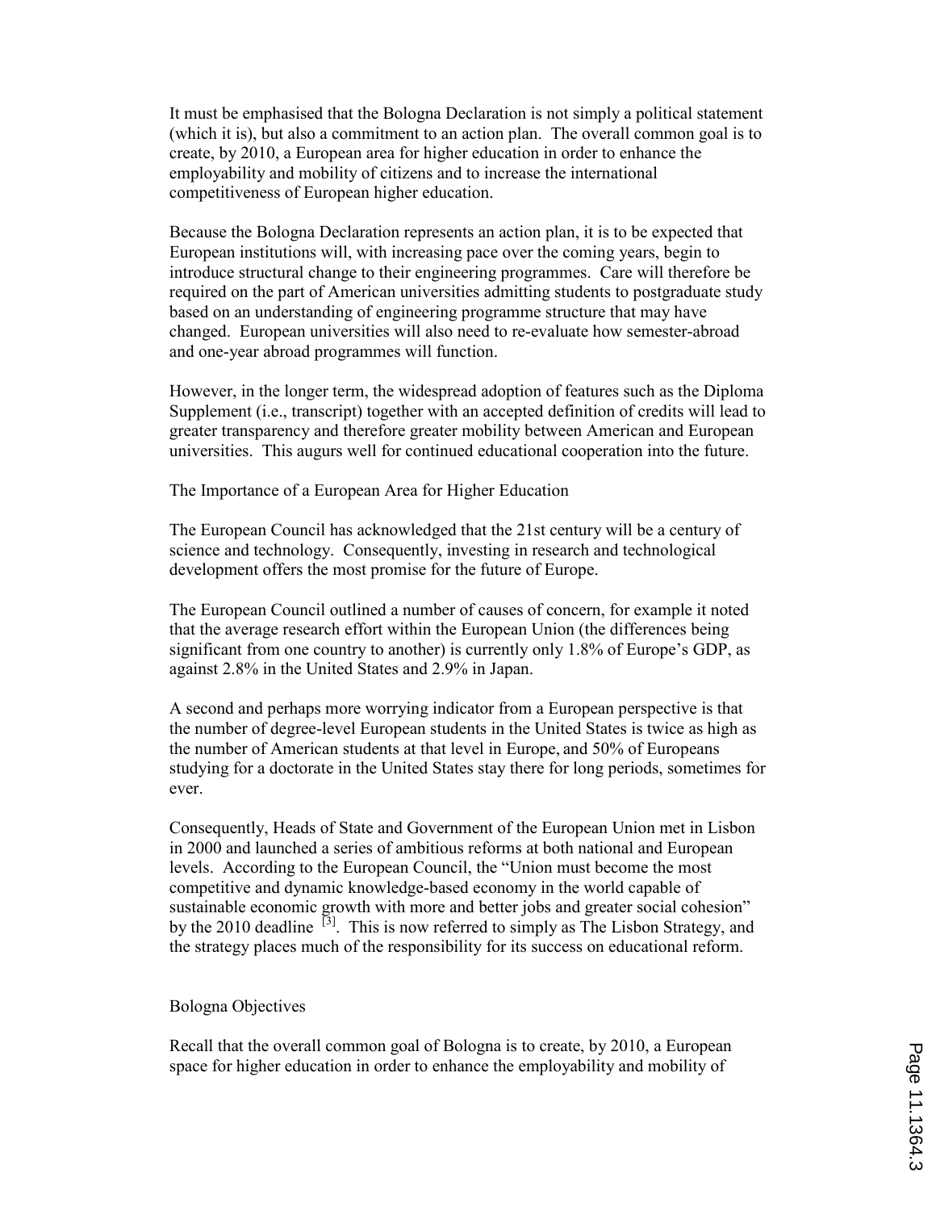It must be emphasised that the Bologna Declaration is not simply a political statement (which it is), but also a commitment to an action plan. The overall common goal is to create, by 2010, a European area for higher education in order to enhance the employability and mobility of citizens and to increase the international competitiveness of European higher education.

Because the Bologna Declaration represents an action plan, it is to be expected that European institutions will, with increasing pace over the coming years, begin to introduce structural change to their engineering programmes. Care will therefore be required on the part of American universities admitting students to postgraduate study based on an understanding of engineering programme structure that may have changed. European universities will also need to re-evaluate how semester-abroad and one-year abroad programmes will function.

However, in the longer term, the widespread adoption of features such as the Diploma Supplement (i.e., transcript) together with an accepted definition of credits will lead to greater transparency and therefore greater mobility between American and European universities. This augurs well for continued educational cooperation into the future.

## The Importance of a European Area for Higher Education

The European Council has acknowledged that the 21st century will be a century of science and technology. Consequently, investing in research and technological development offers the most promise for the future of Europe.

The European Council outlined a number of causes of concern, for example it noted that the average research effort within the European Union (the differences being significant from one country to another) is currently only 1.8% of Europe's GDP, as against 2.8% in the United States and 2.9% in Japan.

A second and perhaps more worrying indicator from a European perspective is that the number of degree-level European students in the United States is twice as high as the number of American students at that level in Europe, and 50% of Europeans studying for a doctorate in the United States stay there for long periods, sometimes for ever.

Consequently, Heads of State and Government of the European Union met in Lisbon in 2000 and launched a series of ambitious reforms at both national and European levels. According to the European Council, the "Union must become the most competitive and dynamic knowledge-based economy in the world capable of sustainable economic growth with more and better jobs and greater social cohesion" by the 2010 deadline [3]. This is now referred to simply as The Lisbon Strategy, and the strategy places much of the responsibility for its success on educational reform.

## Bologna Objectives

Recall that the overall common goal of Bologna is to create, by 2010, a European space for higher education in order to enhance the employability and mobility of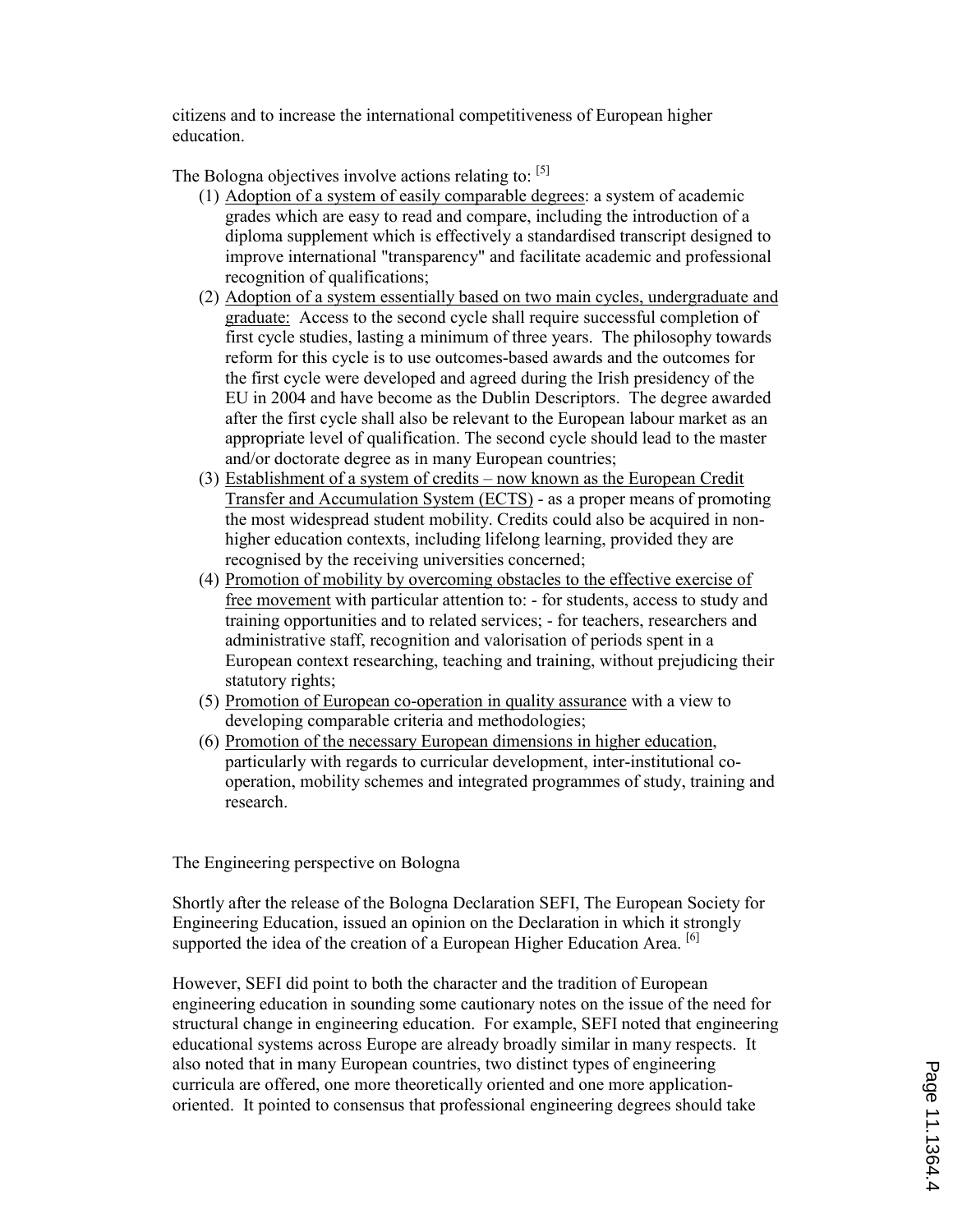citizens and to increase the international competitiveness of European higher education.

The Bologna objectives involve actions relating to: [5]

(1) Adoption of a system of easily comparable degrees: a system of academic grades which are easy to read and compare, including the introduction of a diploma supplement which is effectively a standardised transcript designed to improve international "transparency" and facilitate academic and professional recognition of qualifications;

(2) Adoption of a system essentially based on two main cycles, undergraduate and graduate: Access to the second cycle shall require successful completion of first cycle studies, lasting a minimum of three years. The philosophy towards reform for this cycle is to use outcomes-based awards and the outcomes for the first cycle were developed and agreed during the Irish presidency of the EU in 2004 and have become as the Dublin Descriptors. The degree awarded after the first cycle shall also be relevant to the European labour market as an appropriate level of qualification. The second cycle should lead to the master and/or doctorate degree as in many European countries;

(3) Establishment of a system of credits – now known as the European Credit Transfer and Accumulation System (ECTS) - as a proper means of promoting the most widespread student mobility. Credits could also be acquired in non-higher education contexts, including lifelong learning, provided they are recognised by the receiving universities concerned;

(4) Promotion of mobility by overcoming obstacles to the effective exercise of free movement with particular attention to: - for students, access to study and training opportunities and to related services; - for teachers, researchers and administrative staff, recognition and valorisation of periods spent in a European context researching, teaching and training, without prejudicing their statutory rights;

(5) Promotion of European co-operation in quality assurance with a view to developing comparable criteria and methodologies;

(6) Promotion of the necessary European dimensions in higher education, particularly with regards to curricular development, inter-institutional co-operation, mobility schemes and integrated programmes of study, training and research.

## The Engineering perspective on Bologna

Shortly after the release of the Bologna Declaration SEFI, The European Society for Engineering Education, issued an opinion on the Declaration in which it strongly supported the idea of the creation of a European Higher Education Area. [6]

However, SEFI did point to both the character and the tradition of European engineering education in sounding some cautionary notes on the issue of the need for structural change in engineering education. For example, SEFI noted that engineering educational systems across Europe are already broadly similar in many respects. It also noted that in many European countries, two distinct types of engineering curricula are offered, one more theoretically oriented and one more application-oriented. It pointed to consensus that professional engineering degrees should take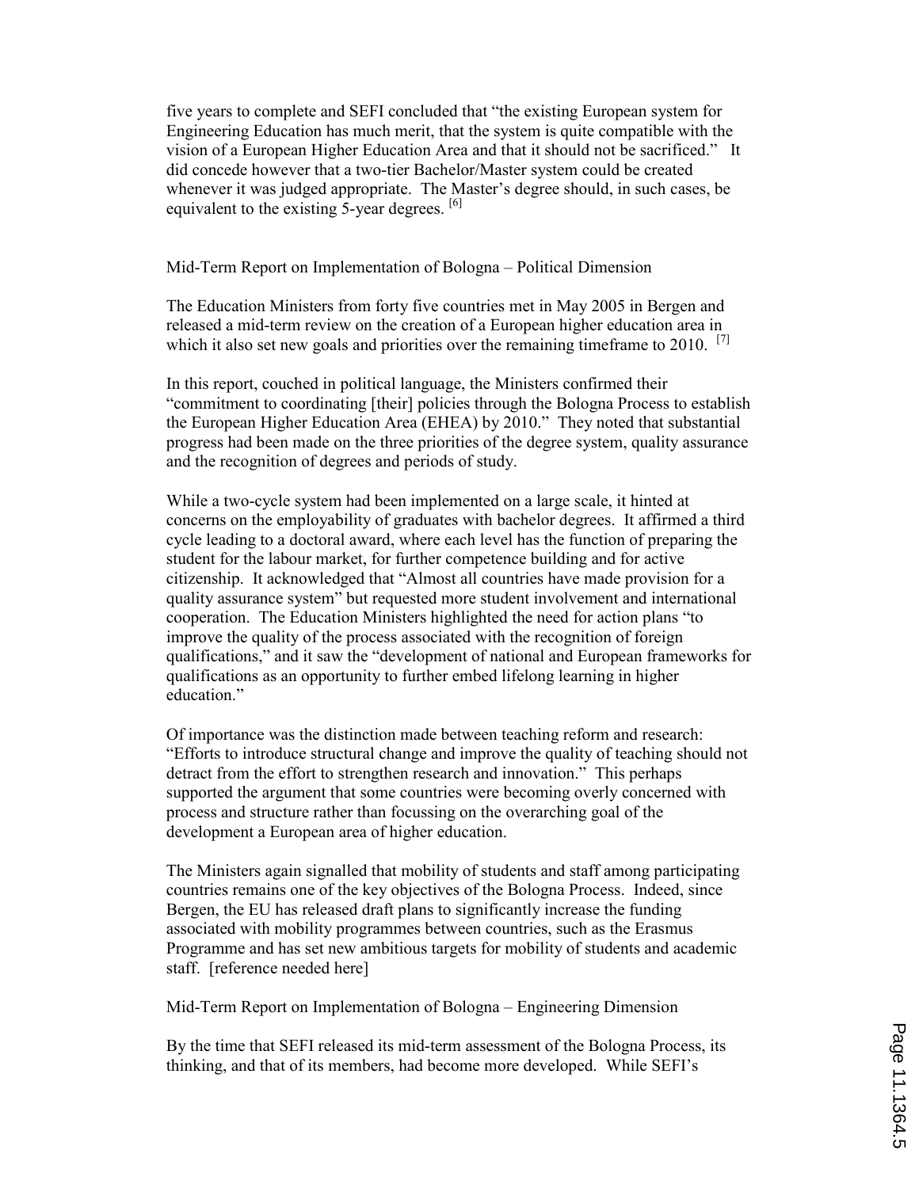five years to complete and SEFI concluded that "the existing European system for Engineering Education has much merit, that the system is quite compatible with the vision of a European Higher Education Area and that it should not be sacrificed." It did concede however that a two-tier Bachelor/Master system could be created whenever it was judged appropriate. The Master's degree should, in such cases, be equivalent to the existing 5-year degrees. [6]

## Mid-Term Report on Implementation of Bologna – Political Dimension

The Education Ministers from forty five countries met in May 2005 in Bergen and released a mid-term review on the creation of a European higher education area in which it also set new goals and priorities over the remaining timeframe to 2010. [7]

In this report, couched in political language, the Ministers confirmed their "commitment to coordinating [their] policies through the Bologna Process to establish the European Higher Education Area (EHEA) by 2010." They noted that substantial progress had been made on the three priorities of the degree system, quality assurance and the recognition of degrees and periods of study.

While a two-cycle system had been implemented on a large scale, it hinted at concerns on the employability of graduates with bachelor degrees. It affirmed a third cycle leading to a doctoral award, where each level has the function of preparing the student for the labour market, for further competence building and for active citizenship. It acknowledged that "Almost all countries have made provision for a quality assurance system" but requested more student involvement and international cooperation. The Education Ministers highlighted the need for action plans "to improve the quality of the process associated with the recognition of foreign qualifications," and it saw the "development of national and European frameworks for qualifications as an opportunity to further embed lifelong learning in higher education."

Of importance was the distinction made between teaching reform and research: "Efforts to introduce structural change and improve the quality of teaching should not detract from the effort to strengthen research and innovation." This perhaps supported the argument that some countries were becoming overly concerned with process and structure rather than focussing on the overarching goal of the development a European area of higher education.

The Ministers again signalled that mobility of students and staff among participating countries remains one of the key objectives of the Bologna Process. Indeed, since Bergen, the EU has released draft plans to significantly increase the funding associated with mobility programmes between countries, such as the Erasmus Programme and has set new ambitious targets for mobility of students and academic staff. [reference needed here]

## Mid-Term Report on Implementation of Bologna – Engineering Dimension

By the time that SEFI released its mid-term assessment of the Bologna Process, its thinking, and that of its members, had become more developed. While SEFI's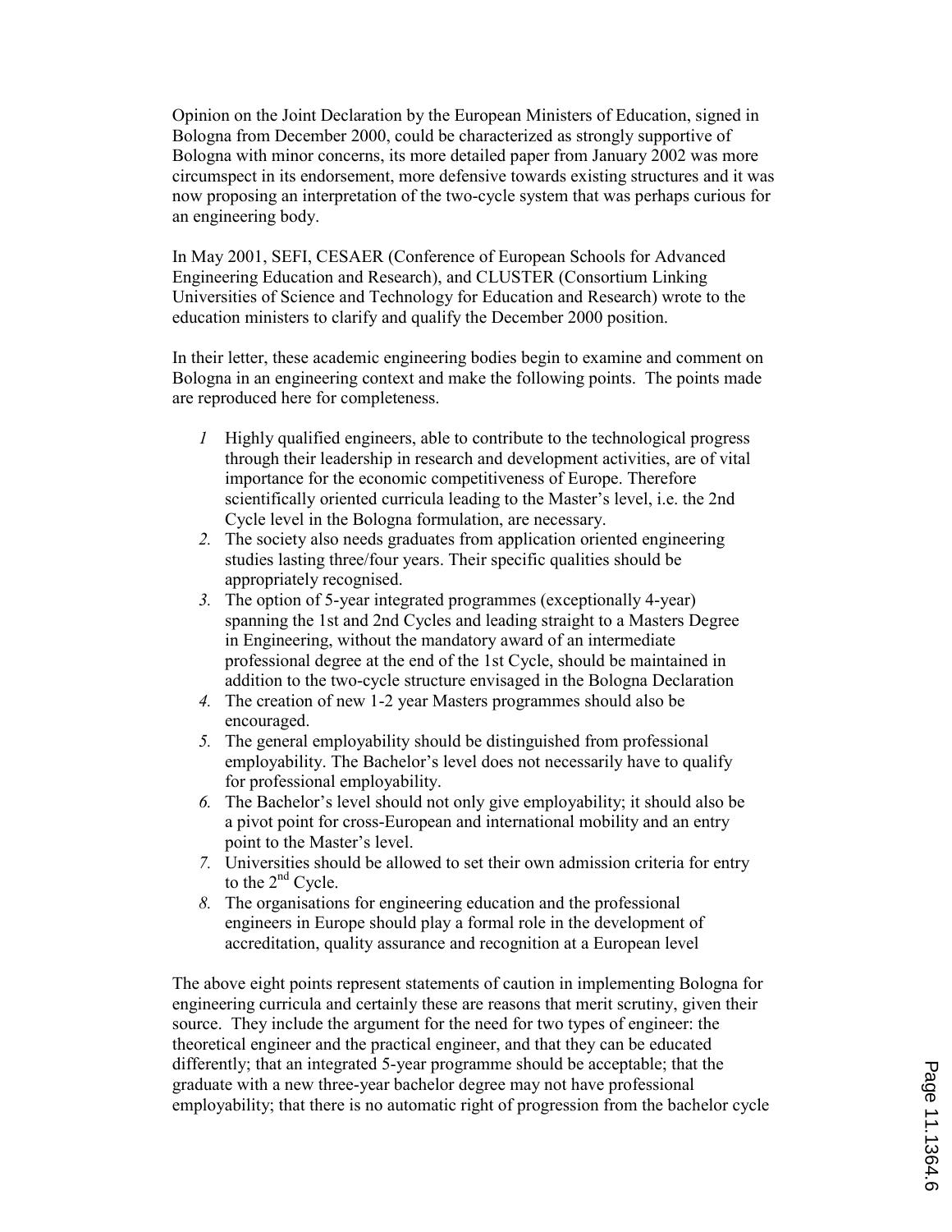Opinion on the Joint Declaration by the European Ministers of Education, signed in Bologna from December 2000, could be characterized as strongly supportive of Bologna with minor concerns, its more detailed paper from January 2002 was more circumspect in its endorsement, more defensive towards existing structures and it was now proposing an interpretation of the two-cycle system that was perhaps curious for an engineering body.

In May 2001, SEFI, CESAER (Conference of European Schools for Advanced Engineering Education and Research), and CLUSTER (Consortium Linking Universities of Science and Technology for Education and Research) wrote to the education ministers to clarify and qualify the December 2000 position.

In their letter, these academic engineering bodies begin to examine and comment on Bologna in an engineering context and make the following points. The points made are reproduced here for completeness.

1. Highly qualified engineers, able to contribute to the technological progress through their leadership in research and development activities, are of vital importance for the economic competitiveness of Europe. Therefore scientifically oriented curricula leading to the Master's level, i.e. the 2nd Cycle level in the Bologna formulation, are necessary.
2. The society also needs graduates from application oriented engineering studies lasting three/four years. Their specific qualities should be appropriately recognised.
3. The option of 5-year integrated programmes (exceptionally 4-year) spanning the 1st and 2nd Cycles and leading straight to a Masters Degree in Engineering, without the mandatory award of an intermediate professional degree at the end of the 1st Cycle, should be maintained in addition to the two-cycle structure envisaged in the Bologna Declaration
4. The creation of new 1-2 year Masters programmes should also be encouraged.
5. The general employability should be distinguished from professional employability. The Bachelor's level does not necessarily have to qualify for professional employability.
6. The Bachelor's level should not only give employability; it should also be a pivot point for cross-European and international mobility and an entry point to the Master's level.
7. Universities should be allowed to set their own admission criteria for entry to the 2nd Cycle.
8. The organisations for engineering education and the professional engineers in Europe should play a formal role in the development of accreditation, quality assurance and recognition at a European level

The above eight points represent statements of caution in implementing Bologna for engineering curricula and certainly these are reasons that merit scrutiny, given their source. They include the argument for the need for two types of engineer: the theoretical engineer and the practical engineer, and that they can be educated differently; that an integrated 5-year programme should be acceptable; that the graduate with a new three-year bachelor degree may not have professional employability; that there is no automatic right of progression from the bachelor cycle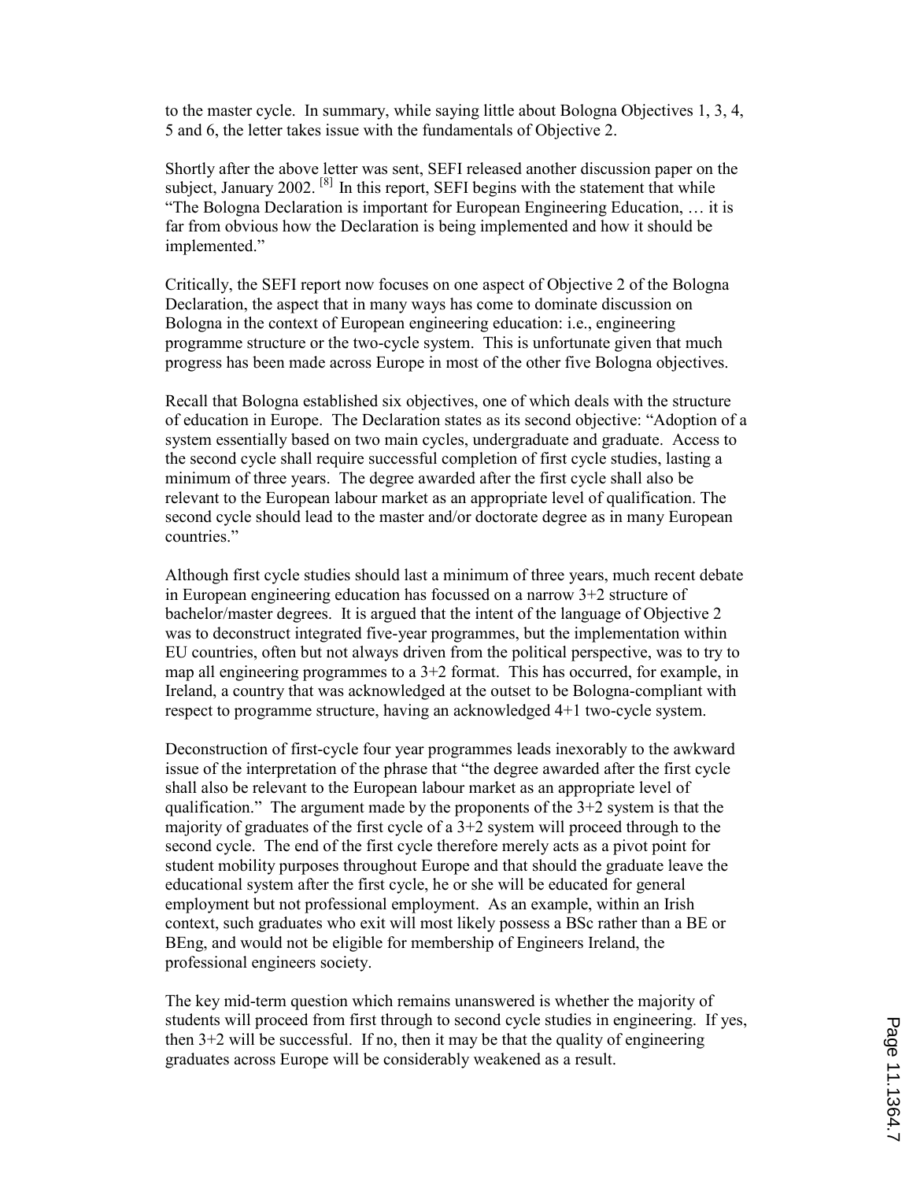to the master cycle. In summary, while saying little about Bologna Objectives 1, 3, 4, 5 and 6, the letter takes issue with the fundamentals of Objective 2.

Shortly after the above letter was sent, SEFI released another discussion paper on the subject, January 2002. [8] In this report, SEFI begins with the statement that while "The Bologna Declaration is important for European Engineering Education, … it is far from obvious how the Declaration is being implemented and how it should be implemented."

Critically, the SEFI report now focuses on one aspect of Objective 2 of the Bologna Declaration, the aspect that in many ways has come to dominate discussion on Bologna in the context of European engineering education: i.e., engineering programme structure or the two-cycle system. This is unfortunate given that much progress has been made across Europe in most of the other five Bologna objectives.

Recall that Bologna established six objectives, one of which deals with the structure of education in Europe. The Declaration states as its second objective: "Adoption of a system essentially based on two main cycles, undergraduate and graduate. Access to the second cycle shall require successful completion of first cycle studies, lasting a minimum of three years. The degree awarded after the first cycle shall also be relevant to the European labour market as an appropriate level of qualification. The second cycle should lead to the master and/or doctorate degree as in many European countries."

Although first cycle studies should last a minimum of three years, much recent debate in European engineering education has focussed on a narrow 3+2 structure of bachelor/master degrees. It is argued that the intent of the language of Objective 2 was to deconstruct integrated five-year programmes, but the implementation within EU countries, often but not always driven from the political perspective, was to try to map all engineering programmes to a 3+2 format. This has occurred, for example, in Ireland, a country that was acknowledged at the outset to be Bologna-compliant with respect to programme structure, having an acknowledged 4+1 two-cycle system.

Deconstruction of first-cycle four year programmes leads inexorably to the awkward issue of the interpretation of the phrase that "the degree awarded after the first cycle shall also be relevant to the European labour market as an appropriate level of qualification." The argument made by the proponents of the 3+2 system is that the majority of graduates of the first cycle of a 3+2 system will proceed through to the second cycle. The end of the first cycle therefore merely acts as a pivot point for student mobility purposes throughout Europe and that should the graduate leave the educational system after the first cycle, he or she will be educated for general employment but not professional employment. As an example, within an Irish context, such graduates who exit will most likely possess a BSc rather than a BE or BEng, and would not be eligible for membership of Engineers Ireland, the professional engineers society.

The key mid-term question which remains unanswered is whether the majority of students will proceed from first through to second cycle studies in engineering. If yes, then 3+2 will be successful. If no, then it may be that the quality of engineering graduates across Europe will be considerably weakened as a result.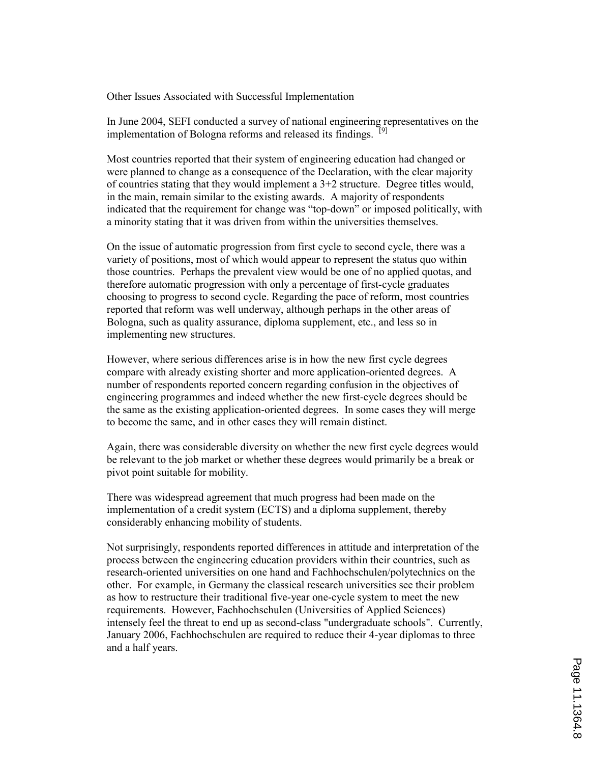## Other Issues Associated with Successful Implementation

In June 2004, SEFI conducted a survey of national engineering representatives on the implementation of Bologna reforms and released its findings. [9]

Most countries reported that their system of engineering education had changed or were planned to change as a consequence of the Declaration, with the clear majority of countries stating that they would implement a 3+2 structure. Degree titles would, in the main, remain similar to the existing awards. A majority of respondents indicated that the requirement for change was "top-down" or imposed politically, with a minority stating that it was driven from within the universities themselves.

On the issue of automatic progression from first cycle to second cycle, there was a variety of positions, most of which would appear to represent the status quo within those countries. Perhaps the prevalent view would be one of no applied quotas, and therefore automatic progression with only a percentage of first-cycle graduates choosing to progress to second cycle. Regarding the pace of reform, most countries reported that reform was well underway, although perhaps in the other areas of Bologna, such as quality assurance, diploma supplement, etc., and less so in implementing new structures.

However, where serious differences arise is in how the new first cycle degrees compare with already existing shorter and more application-oriented degrees. A number of respondents reported concern regarding confusion in the objectives of engineering programmes and indeed whether the new first-cycle degrees should be the same as the existing application-oriented degrees. In some cases they will merge to become the same, and in other cases they will remain distinct.

Again, there was considerable diversity on whether the new first cycle degrees would be relevant to the job market or whether these degrees would primarily be a break or pivot point suitable for mobility.

There was widespread agreement that much progress had been made on the implementation of a credit system (ECTS) and a diploma supplement, thereby considerably enhancing mobility of students.

Not surprisingly, respondents reported differences in attitude and interpretation of the process between the engineering education providers within their countries, such as research-oriented universities on one hand and Fachhochschulen/polytechnics on the other. For example, in Germany the classical research universities see their problem as how to restructure their traditional five-year one-cycle system to meet the new requirements. However, Fachhochschulen (Universities of Applied Sciences) intensely feel the threat to end up as second-class "undergraduate schools". Currently, January 2006, Fachhochschulen are required to reduce their 4-year diplomas to three and a half years.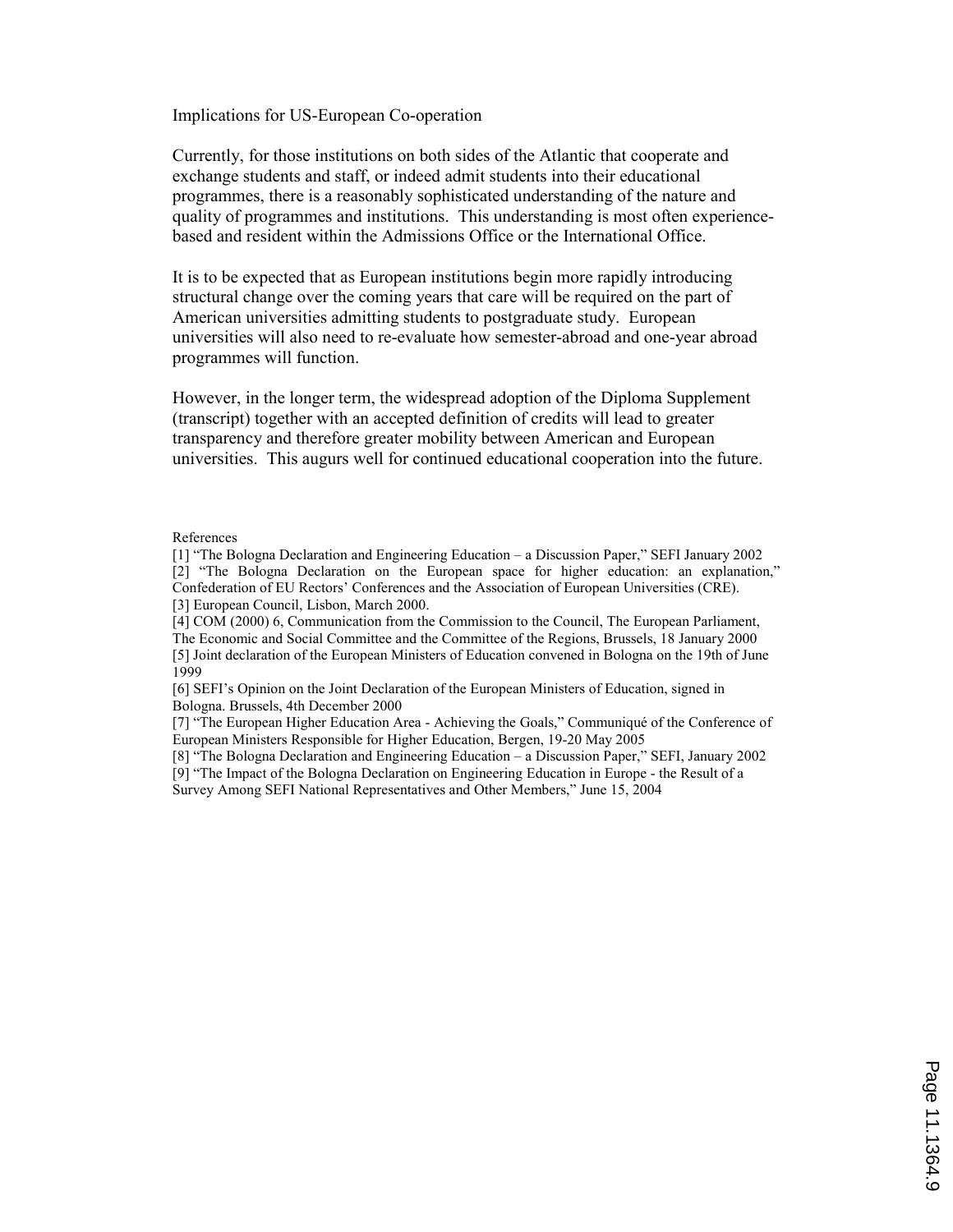## Implications for US-European Co-operation

Currently, for those institutions on both sides of the Atlantic that cooperate and exchange students and staff, or indeed admit students into their educational programmes, there is a reasonably sophisticated understanding of the nature and quality of programmes and institutions. This understanding is most often experience-based and resident within the Admissions Office or the International Office.

It is to be expected that as European institutions begin more rapidly introducing structural change over the coming years that care will be required on the part of American universities admitting students to postgraduate study. European universities will also need to re-evaluate how semester-abroad and one-year abroad programmes will function.

However, in the longer term, the widespread adoption of the Diploma Supplement (transcript) together with an accepted definition of credits will lead to greater transparency and therefore greater mobility between American and European universities. This augurs well for continued educational cooperation into the future.

### References

[1] "The Bologna Declaration and Engineering Education – a Discussion Paper," SEFI January 2002

[2] "The Bologna Declaration on the European space for higher education: an explanation," Confederation of EU Rectors' Conferences and the Association of European Universities (CRE).

[3] European Council, Lisbon, March 2000.

[4] COM (2000) 6, Communication from the Commission to the Council, The European Parliament, The Economic and Social Committee and the Committee of the Regions, Brussels, 18 January 2000

[5] Joint declaration of the European Ministers of Education convened in Bologna on the 19th of June 1999

[6] SEFI's Opinion on the Joint Declaration of the European Ministers of Education, signed in Bologna. Brussels, 4th December 2000

[7] "The European Higher Education Area - Achieving the Goals," Communiqué of the Conference of European Ministers Responsible for Higher Education, Bergen, 19-20 May 2005

[8] "The Bologna Declaration and Engineering Education – a Discussion Paper," SEFI, January 2002

[9] "The Impact of the Bologna Declaration on Engineering Education in Europe - the Result of a Survey Among SEFI National Representatives and Other Members," June 15, 2004